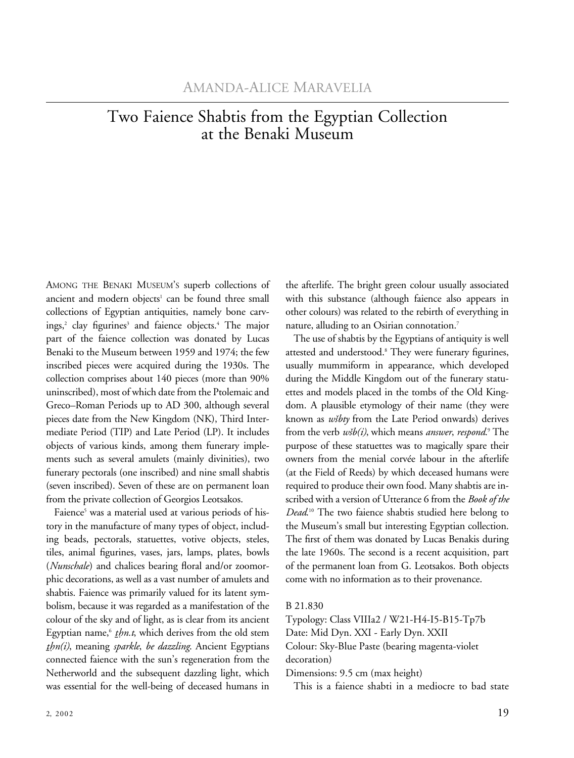AMANDA-ALICE MARAVELIA

# Two Faience Shabtis from the Egyptian Collection at the Benaki Museum

AMONG THE BENAKI MUSEUM'S superb collections of ancient and modern objects[1] can be found three small collections of Egyptian antiquities, namely bone carvings,[2] clay figurines[3] and faience objects.[4] The major part of the faience collection was donated by Lucas Benaki to the Museum between 1959 and 1974; the few inscribed pieces were acquired during the 1930s. The collection comprises about 140 pieces (more than 90% uninscribed), most of which date from the Ptolemaic and Greco–Roman Periods up to AD 300, although several pieces date from the New Kingdom (NK), Third Intermediate Period (TIP) and Late Period (LP). It includes objects of various kinds, among them funerary implements such as several amulets (mainly divinities), two funerary pectorals (one inscribed) and nine small shabtis (seven inscribed). Seven of these are on permanent loan from the private collection of Georgios Leotsakos.

Faience[5] was a material used at various periods of history in the manufacture of many types of object, including beads, pectorals, statuettes, votive objects, steles, tiles, animal figurines, vases, jars, lamps, plates, bowls (*Nunschale*) and chalices bearing floral and/or zoomorphic decorations, as well as a vast number of amulets and shabtis. Faience was primarily valued for its latent symbolism, because it was regarded as a manifestation of the colour of the sky and of light, as is clear from its ancient Egyptian name,[6] *ṯḥn.t*, which derives from the old stem *ṯḥn(i)*, meaning *sparkle*, *be dazzling*. Ancient Egyptians connected faience with the sun's regeneration from the Netherworld and the subsequent dazzling light, which was essential for the well-being of deceased humans in the afterlife. The bright green colour usually associated with this substance (although faience also appears in other colours) was related to the rebirth of everything in nature, alluding to an Osirian connotation.[7]

The use of shabtis by the Egyptians of antiquity is well attested and understood.[8] They were funerary figurines, usually mummiform in appearance, which developed during the Middle Kingdom out of the funerary statuettes and models placed in the tombs of the Old Kingdom. A plausible etymology of their name (they were known as *wšbty* from the Late Period onwards) derives from the verb *wšb(i)*, which means *answer*, *respond*.[9] The purpose of these statuettes was to magically spare their owners from the menial corvée labour in the afterlife (at the Field of Reeds) by which deceased humans were required to produce their own food. Many shabtis are inscribed with a version of Utterance 6 from the *Book of the Dead*.[10] The two faience shabtis studied here belong to the Museum's small but interesting Egyptian collection. The first of them was donated by Lucas Benakis during the late 1960s. The second is a recent acquisition, part of the permanent loan from G. Leotsakos. Both objects come with no information as to their provenance.

B 21.830
Typology: Class VIIIa2 / W21-H4-I5-B15-Tp7b
Date: Mid Dyn. XXI - Early Dyn. XXII
Colour: Sky-Blue Paste (bearing magenta-violet decoration)
Dimensions: 9.5 cm (max height)

This is a faience shabti in a mediocre to bad state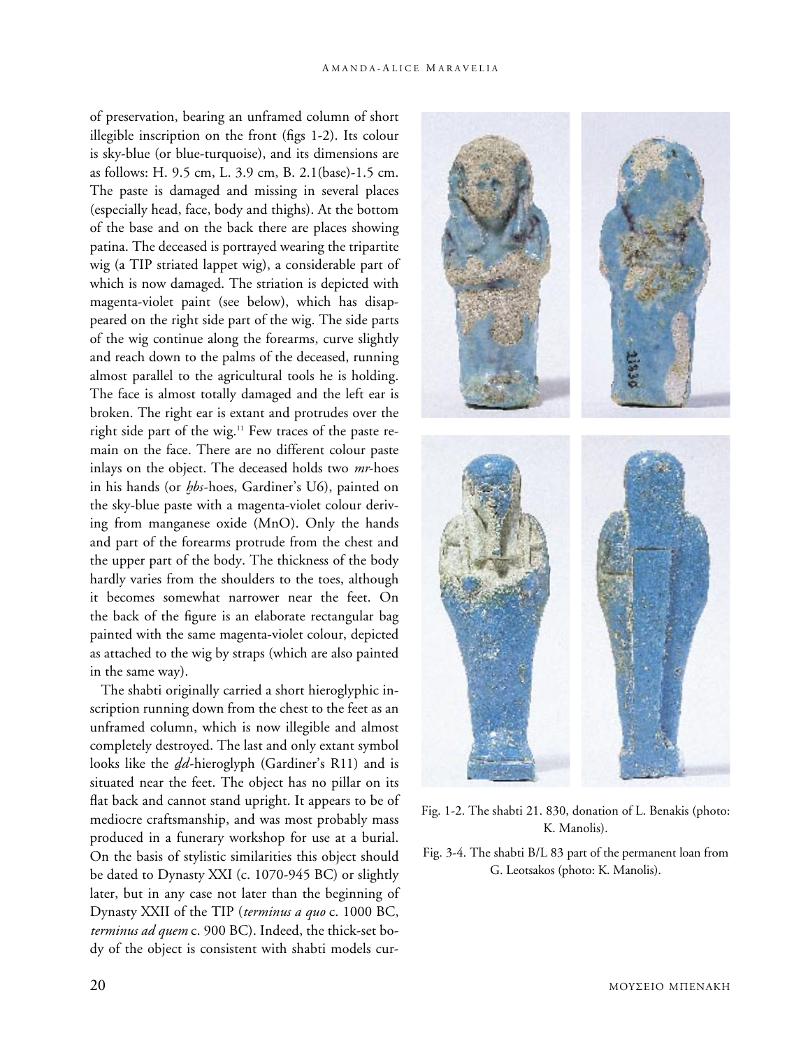of preservation, bearing an unframed column of short illegible inscription on the front (figs 1-2). Its colour is sky-blue (or blue-turquoise), and its dimensions are as follows: H. 9.5 cm, L. 3.9 cm, B. 2.1(base)-1.5 cm. The paste is damaged and missing in several places (especially head, face, body and thighs). At the bottom of the base and on the back there are places showing patina. The deceased is portrayed wearing the tripartite wig (a TIP striated lappet wig), a considerable part of which is now damaged. The striation is depicted with magenta-violet paint (see below), which has disappeared on the right side part of the wig. The side parts of the wig continue along the forearms, curve slightly and reach down to the palms of the deceased, running almost parallel to the agricultural tools he is holding. The face is almost totally damaged and the left ear is broken. The right ear is extant and protrudes over the right side part of the wig.[11] Few traces of the paste remain on the face. There are no different colour paste inlays on the object. The deceased holds two *mr*-hoes in his hands (or *ḫbs*-hoes, Gardiner's U6), painted on the sky-blue paste with a magenta-violet colour deriving from manganese oxide (MnO). Only the hands and part of the forearms protrude from the chest and the upper part of the body. The thickness of the body hardly varies from the shoulders to the toes, although it becomes somewhat narrower near the feet. On the back of the figure is an elaborate rectangular bag painted with the same magenta-violet colour, depicted as attached to the wig by straps (which are also painted in the same way).

The shabti originally carried a short hieroglyphic inscription running down from the chest to the feet as an unframed column, which is now illegible and almost completely destroyed. The last and only extant symbol looks like the *ḏd*-hieroglyph (Gardiner's R11) and is situated near the feet. The object has no pillar on its flat back and cannot stand upright. It appears to be of mediocre craftsmanship, and was most probably mass produced in a funerary workshop for use at a burial. On the basis of stylistic similarities this object should be dated to Dynasty XXI (c. 1070-945 BC) or slightly later, but in any case not later than the beginning of Dynasty XXII of the TIP (*terminus a quo* c. 1000 BC, *terminus ad quem* c. 900 BC). Indeed, the thick-set body of the object is consistent with shabti models cur-

Fig. 1-2. The shabti 21. 830, donation of L. Benakis (photo: K. Manolis).

Fig. 3-4. The shabti B/L 83 part of the permanent loan from G. Leotsakos (photo: K. Manolis).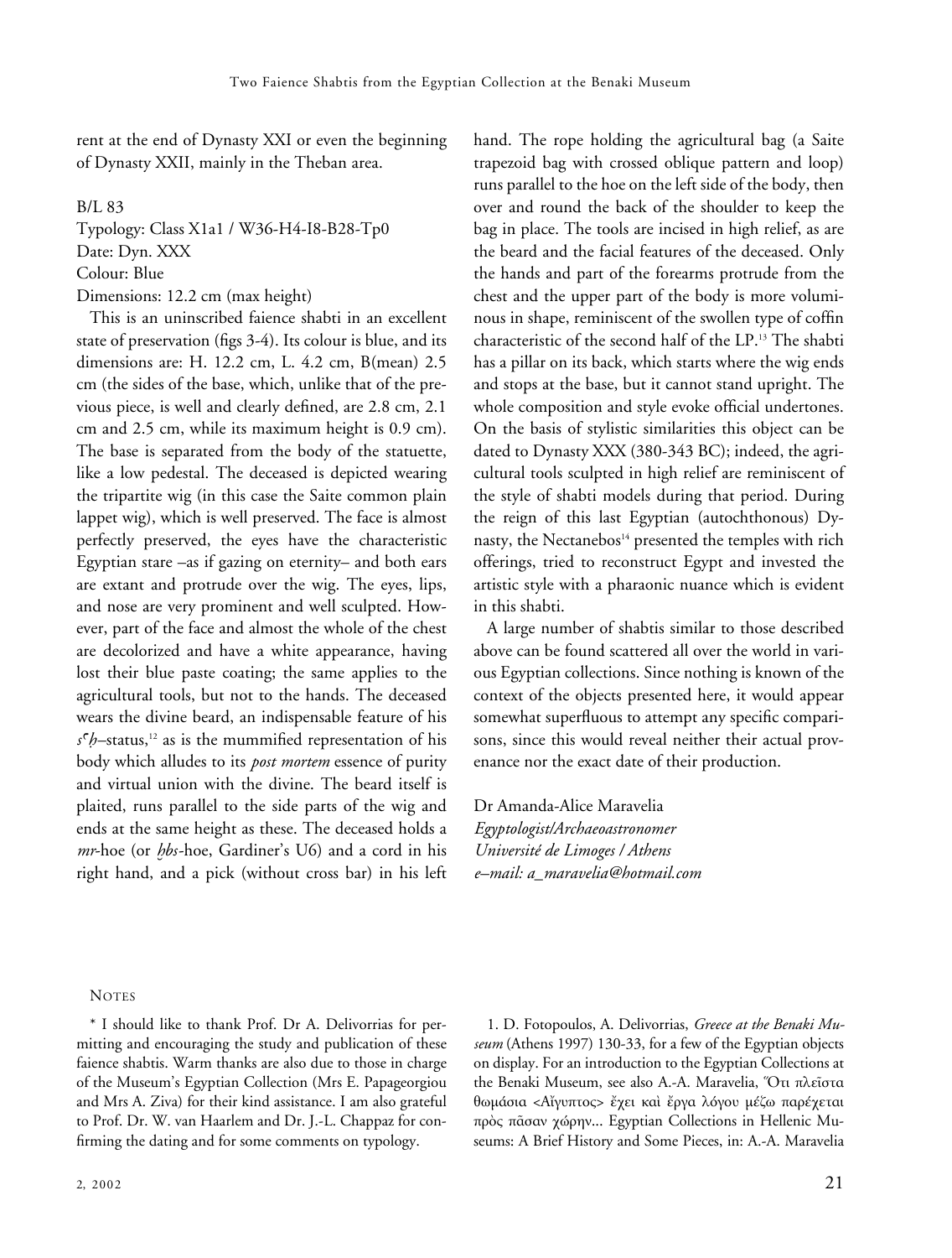rent at the end of Dynasty XXI or even the beginning of Dynasty XXII, mainly in the Theban area.

B/L 83
Typology: Class X1a1 / W36-H4-I8-B28-Tp0
Date: Dyn. XXX
Colour: Blue
Dimensions: 12.2 cm (max height)

This is an uninscribed faience shabti in an excellent state of preservation (figs 3-4). Its colour is blue, and its dimensions are: H. 12.2 cm, L. 4.2 cm, B(mean) 2.5 cm (the sides of the base, which, unlike that of the previous piece, is well and clearly defined, are 2.8 cm, 2.1 cm and 2.5 cm, while its maximum height is 0.9 cm). The base is separated from the body of the statuette, like a low pedestal. The deceased is depicted wearing the tripartite wig (in this case the Saite common plain lappet wig), which is well preserved. The face is almost perfectly preserved, the eyes have the characteristic Egyptian stare –as if gazing on eternity– and both ears are extant and protrude over the wig. The eyes, lips, and nose are very prominent and well sculpted. However, part of the face and almost the whole of the chest are decolorized and have a white appearance, having lost their blue paste coating; the same applies to the agricultural tools, but not to the hands. The deceased wears the divine beard, an indispensable feature of his *sꜥḥ*–status,[12] as is the mummified representation of his body which alludes to its *post mortem* essence of purity and virtual union with the divine. The beard itself is plaited, runs parallel to the side parts of the wig and ends at the same height as these. The deceased holds a *mr*-hoe (or *ḥbs*-hoe, Gardiner's U6) and a cord in his right hand, and a pick (without cross bar) in his left hand. The rope holding the agricultural bag (a Saite trapezoid bag with crossed oblique pattern and loop) runs parallel to the hoe on the left side of the body, then over and round the back of the shoulder to keep the bag in place. The tools are incised in high relief, as are the beard and the facial features of the deceased. Only the hands and part of the forearms protrude from the chest and the upper part of the body is more voluminous in shape, reminiscent of the swollen type of coffin characteristic of the second half of the LP.[13] The shabti has a pillar on its back, which starts where the wig ends and stops at the base, but it cannot stand upright. The whole composition and style evoke official undertones. On the basis of stylistic similarities this object can be dated to Dynasty XXX (380-343 BC); indeed, the agricultural tools sculpted in high relief are reminiscent of the style of shabti models during that period. During the reign of this last Egyptian (autochthonous) Dynasty, the Nectanebos[14] presented the temples with rich offerings, tried to reconstruct Egypt and invested the artistic style with a pharaonic nuance which is evident in this shabti.

A large number of shabtis similar to those described above can be found scattered all over the world in various Egyptian collections. Since nothing is known of the context of the objects presented here, it would appear somewhat superfluous to attempt any specific comparisons, since this would reveal neither their actual provenance nor the exact date of their production.

Dr Amanda-Alice Maravelia
*Egyptologist/Archaeoastronomer*
*Université de Limoges / Athens*
*e–mail: a_maravelia@hotmail.com*

## Notes

\* I should like to thank Prof. Dr A. Delivorrias for permitting and encouraging the study and publication of these faience shabtis. Warm thanks are also due to those in charge of the Museum's Egyptian Collection (Mrs E. Papageorgiou and Mrs A. Ziva) for their kind assistance. I am also grateful to Prof. Dr. W. van Haarlem and Dr. J.-L. Chappaz for confirming the dating and for some comments on typology.

1. D. Fotopoulos, A. Delivorrias, *Greece at the Benaki Museum* (Athens 1997) 130-33, for a few of the Egyptian objects on display. For an introduction to the Egyptian Collections at the Benaki Museum, see also A.-A. Maravelia, Ὅτι πλεῖστα θωμάσια <Αἴγυπτος> ἔχει καὶ ἔργα λόγου μέζω παρέχεται πρὸς πᾶσαν χώρην... Egyptian Collections in Hellenic Museums: A Brief History and Some Pieces, in: A.-A. Maravelia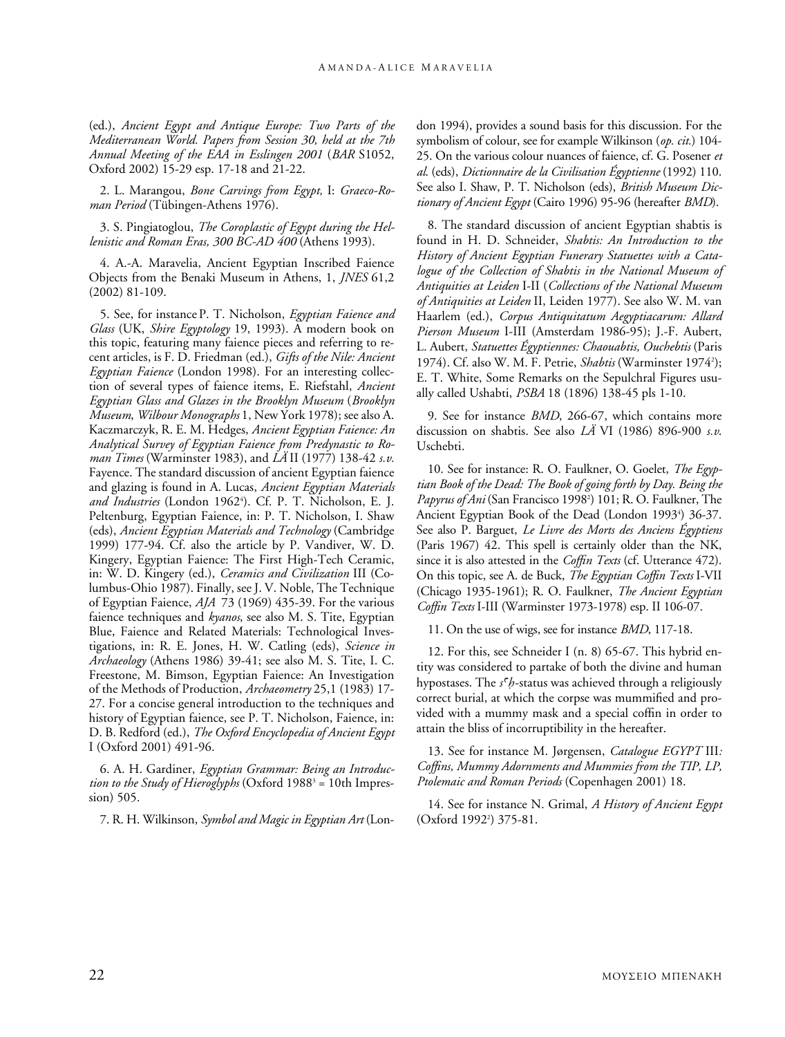(ed.), *Ancient Egypt and Antique Europe: Two Parts of the Mediterranean World. Papers from Session 30, held at the 7th Annual Meeting of the EAA in Esslingen 2001* (*BAR* S1052, Oxford 2002) 15-29 esp. 17-18 and 21-22.

2. L. Marangou, *Bone Carvings from Egypt,* I: *Graeco-Roman Period* (Tübingen-Athens 1976).

3. S. Pingiatoglou, *The Coroplastic of Egypt during the Hellenistic and Roman Eras, 300 BC-AD 400* (Athens 1993).

4. A.-A. Maravelia, Ancient Egyptian Inscribed Faience Objects from the Benaki Museum in Athens, 1, *JNES* 61,2 (2002) 81-109.

5. See, for instance P. T. Nicholson, *Egyptian Faience and Glass* (UK, *Shire Egyptology* 19, 1993). A modern book on this topic, featuring many faience pieces and referring to recent articles, is F. D. Friedman (ed.), *Gifts of the Nile: Ancient Egyptian Faience* (London 1998). For an interesting collection of several types of faience items, E. Riefstahl, *Ancient Egyptian Glass and Glazes in the Brooklyn Museum* (*Brooklyn Museum*, *Wilbour Monographs* 1, New York 1978); see also A. Kaczmarczyk, R. E. M. Hedges, *Ancient Egyptian Faience: An Analytical Survey of Egyptian Faience from Predynastic to Roman Times* (Warminster 1983), and *LÄ* II (1977) 138-42 *s.v.* Fayence. The standard discussion of ancient Egyptian faience and glazing is found in A. Lucas, *Ancient Egyptian Materials and Industries* (London 1962[4]). Cf. P. T. Nicholson, E. J. Peltenburg, Egyptian Faience, in: P. T. Nicholson, I. Shaw (eds), *Ancient Egyptian Materials and Technology* (Cambridge 1999) 177-94. Cf. also the article by P. Vandiver, W. D. Kingery, Egyptian Faience: The First High-Tech Ceramic, in: W. D. Kingery (ed.), *Ceramics and Civilization* III (Columbus-Ohio 1987). Finally, see J. V. Noble, The Technique of Egyptian Faience, *AJA* 73 (1969) 435-39. For the various faience techniques and *kyanos*, see also M. S. Tite, Egyptian Blue, Faience and Related Materials: Technological Investigations, in: R. E. Jones, H. W. Catling (eds), *Science in Archaeology* (Athens 1986) 39-41; see also M. S. Tite, I. C. Freestone, M. Bimson, Egyptian Faience: An Investigation of the Methods of Production, *Archaeometry* 25,1 (1983) 17-27. For a concise general introduction to the techniques and history of Egyptian faience, see P. T. Nicholson, Faience, in: D. B. Redford (ed.), *The Oxford Encyclopedia of Ancient Egypt* I (Oxford 2001) 491-96.

6. A. H. Gardiner, *Egyptian Grammar: Being an Introduction to the Study of Hieroglyphs* (Oxford 1988[3] = 10th Impression) 505.

7. R. H. Wilkinson, *Symbol and Magic in Egyptian Art* (London 1994), provides a sound basis for this discussion. For the symbolism of colour, see for example Wilkinson (*op. cit.*) 104-25. On the various colour nuances of faience, cf. G. Posener *et al.* (eds), *Dictionnaire de la Civilisation Égyptienne* (1992) 110. See also I. Shaw, P. T. Nicholson (eds), *British Museum Dictionary of Ancient Egypt* (Cairo 1996) 95-96 (hereafter *BMD*).

8. The standard discussion of ancient Egyptian shabtis is found in H. D. Schneider, *Shabtis: An Introduction to the History of Ancient Egyptian Funerary Statuettes with a Catalogue of the Collection of Shabtis in the National Museum of Antiquities at Leiden* I-II (*Collections of the National Museum of Antiquities at Leiden* II, Leiden 1977). See also W. M. van Haarlem (ed.), *Corpus Antiquitatum Aegyptiacarum: Allard Pierson Museum* I-III (Amsterdam 1986-95); J.-F. Aubert, L. Aubert, *Statuettes Égyptiennes: Chaouabtis, Ouchebtis* (Paris 1974). Cf. also W. M. F. Petrie, *Shabtis* (Warminster 1974[2]); E. T. White, Some Remarks on the Sepulchral Figures usually called Ushabti, *PSBA* 18 (1896) 138-45 pls 1-10.

9. See for instance *BMD*, 266-67, which contains more discussion on shabtis. See also *LÄ* VI (1986) 896-900 *s.v.* Uschebti.

10. See for instance: R. O. Faulkner, O. Goelet, *The Egyptian Book of the Dead: The Book of going forth by Day. Being the Papyrus of Ani* (San Francisco 1998[2]) 101; R. O. Faulkner, The Ancient Egyptian Book of the Dead (London 1993[4]) 36-37. See also P. Barguet, *Le Livre des Morts des Anciens Égyptiens* (Paris 1967) 42. This spell is certainly older than the NK, since it is also attested in the *Coffin Texts* (cf. Utterance 472). On this topic, see A. de Buck, *The Egyptian Coffin Texts* I-VII (Chicago 1935-1961); R. O. Faulkner, *The Ancient Egyptian Coffin Texts* I-III (Warminster 1973-1978) esp. II 106-07.

11. On the use of wigs, see for instance *BMD*, 117-18.

12. For this, see Schneider I (n. 8) 65-67. This hybrid entity was considered to partake of both the divine and human hypostases. The *sꜥḥ*-status was achieved through a religiously correct burial, at which the corpse was mummified and provided with a mummy mask and a special coffin in order to attain the bliss of incorruptibility in the hereafter.

13. See for instance M. Jørgensen, *Catalogue EGYPT* III*: Coffins, Mummy Adornments and Mummies from the TIP, LP, Ptolemaic and Roman Periods* (Copenhagen 2001) 18.

14. See for instance N. Grimal, *A History of Ancient Egypt* (Oxford 1992[2]) 375-81.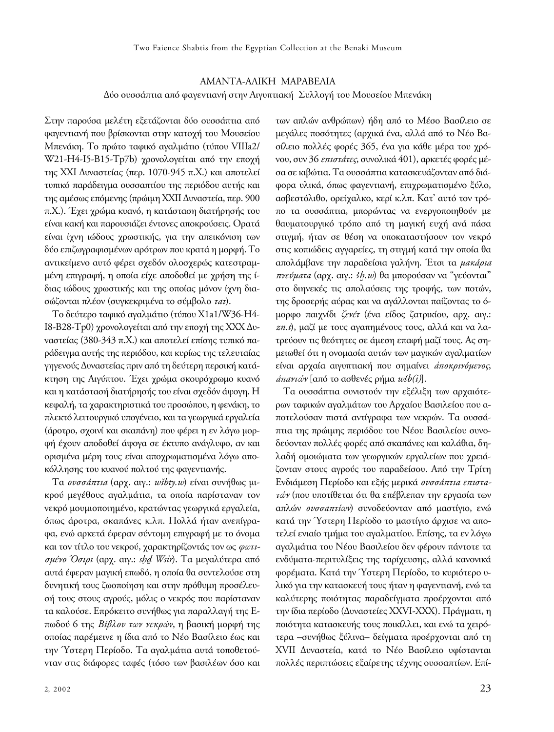## ΑΜΑΝΤΑ-ΑΛΙΚΗ ΜΑΡΑΒΕΛΙΑ

### Δύο ουσσάπτια από φαγεντιανή στην Αιγυπτιακή Συλλογή του Μουσείου Μπενάκη

Στην παρούσα μελέτη εξετάζονται δύο ουσσάπτια από φαγεντιανή που βρίσκονται στην κατοχή του Μουσείου Μπενάκη. Το πρώτο ταφικό αγαλμάτιο (τύπου VIIIa2/W21-H4-I5-B15-Tp7b) χρονολογείται από την εποχή της XXI Δυναστείας (περ. 1070-945 π.Χ.) και αποτελεί τυπικό παράδειγμα ουσσαπτίου της περιόδου αυτής και της αμέσως επόμενης (πρώιμη XXII Δυναστεία, περ. 900 π.Χ.). Έχει χρώμα κυανό, η κατάσταση διατήρησής του είναι κακή και παρουσιάζει έντονες αποκρούσεις. Ορατά είναι ίχνη ιώδους χρωστικής, για την απεικόνιση των δύο επιζωγραφισμένων αρότρων που κρατά η μορφή. Το αντικείμενο αυτό φέρει σχεδόν ολοσχερώς κατεστραμμένη επιγραφή, η οποία είχε αποδοθεί με χρήση της ίδιας ιώδους χρωστικής και της οποίας μόνον ίχνη διασώζονται πλέον (συγκεκριμένα το σύμβολο *tat*).

Το δεύτερο ταφικό αγαλμάτιο (τύπου X1a1/W36-H4-I8-B28-Tp0) χρονολογείται από την εποχή της XXX Δυναστείας (380-343 π.Χ.) και αποτελεί επίσης τυπικό παράδειγμα αυτής της περιόδου, και κυρίως της τελευταίας γηγενούς Δυναστείας πριν από τη δεύτερη περσική κατάκτηση της Αιγύπτου. Έχει χρώμα σκουρόχρωμο κυανό και η κατάστασή διατήρησής του είναι σχεδόν άψογη. Η κεφαλή, τα χαρακτηριστικά του προσώπου, η φενάκη, το πλεκτό λειτουργικό υπογένειο, και τα γεωργικά εργαλεία (άροτρο, σχοινί και σκαπάνη) που φέρει η εν λόγω μορφή έχουν αποδοθεί άψογα σε έκτυπο ανάγλυφο, αν και ορισμένα μέρη τους είναι αποχρωματισμένα λόγω αποκόλλησης του κυανού πολτού της φαγεντιανής.

Τα *ουσσάπτια* (αρχ. αιγ.: *wšbty.w*) είναι συνήθως μικρού μεγέθους αγαλμάτια, τα οποία παρίσταναν τον νεκρό μουμιοποιημένο, κρατώντας γεωργικά εργαλεία, όπως άροτρα, σκαπάνες κ.λπ. Πολλά ήταν ανεπίγραφα, ενώ αρκετά έφεραν σύντομη επιγραφή με το όνομα και τον τίτλο του νεκρού, χαρακτηρίζοντάς τον ως *φωτισμένο Όσιρι* (αρχ. αιγ.: *sḥḏ Wsir*). Τα μεγαλύτερα από αυτά έφεραν μαγική επωδό, η οποία θα συντελούσε στη δυνητική τους ζωοποίηση και στην πρόθυμη προσέλευσή τους στους αγρούς, μόλις ο νεκρός που παρίσταναν τα καλούσε. Επρόκειτο συνήθως για παραλλαγή της Επωδού 6 της *Βίβλου των νεκρών*, η βασική μορφή της οποίας παρέμεινε η ίδια από το Νέο Βασίλειο έως και την Ύστερη Περίοδο. Τα αγαλμάτια αυτά τοποθετούνταν στις διάφορες ταφές (τόσο των βασιλέων όσο και των απλών ανθρώπων) ήδη από το Μέσο Βασίλειο σε μεγάλες ποσότητες (αρχικά ένα, αλλά από το Νέο Βασίλειο πολλές φορές 365, ένα για κάθε μέρα του χρόνου, συν 36 *επιστάτες*, συνολικά 401), αρκετές φορές μέσα σε κιβώτια. Τα ουσσάπτια κατασκευάζονταν από διάφορα υλικά, όπως φαγεντιανή, επιχρωματισμένο ξύλο, ασβεστόλιθο, ορείχαλκο, κερί κ.λπ. Κατ' αυτό τον τρόπο τα ουσσάπτια, μπορώντας να ενεργοποιηθούν με θαυματουργικό τρόπο από τη μαγική ευχή ανά πάσα στιγμή, ήταν σε θέση να υποκαταστήσουν τον νεκρό στις κοπιώδεις αγγαρείες, τη στιγμή κατά την οποία θα απολάμβανε την παραδείσια γαλήνη. Έτσι τα *μακάρια πνεύματα* (αρχ. αιγ.: *3ḫ.w*) θα μπορούσαν να "γεύονται" στο διηνεκές τις απολαύσεις της τροφής, των ποτών, της δροσερής αύρας και να αγάλλονται παίζοντας το όμορφο παιχνίδι *ζενέτ* (ένα είδος ζατρικίου, αρχ. αιγ.: *zn.t*), μαζί με τους αγαπημένους τους, αλλά και να λατρεύουν τις θεότητες σε άμεση επαφή μαζί τους. Ας σημειωθεί ότι η ονομασία αυτών των μαγικών αγαλματίων είναι αρχαία αιγυπτιακή που σημαίνει *ἀποκρινόμενος*, *ἀπαντών* [από το ασθενές ρήμα *wšb(i)*].

Τα ουσσάπτια συνιστούν την εξέλιξη των αρχαιότερων ταφικών αγαλμάτων του Αρχαίου Βασιλείου που αποτελούσαν πιστά αντίγραφα των νεκρών. Τα ουσσάπτια της πρώιμης περιόδου του Νέου Βασιλείου συνοδεύονταν πολλές φορές από σκαπάνες και καλάθια, δηλαδή ομοιώματα των γεωργικών εργαλείων που χρειάζονταν στους αγρούς του παραδείσου. Από την Τρίτη Ενδιάμεση Περίοδο και εξής μερικά *ουσσάπτια επιστατών* (που υποτίθεται ότι θα επέβλεπαν την εργασία των απλών *ουσσαπτίων*) συνοδεύονταν από μαστίγιο, ενώ κατά την Ύστερη Περίοδο το μαστίγιο άρχισε να αποτελεί ενιαίο τμήμα του αγαλματίου. Επίσης, τα εν λόγω αγαλμάτια του Νέου Βασιλείου δεν φέρουν πάντοτε τα ενδύματα-περιτυλίξεις της ταρίχευσης, αλλά κανονικά φορέματα. Κατά την Ύστερη Περίοδο, το κυριότερο υλικό για την κατασκευή τους ήταν η φαγεντιανή, ενώ τα καλύτερης ποιότητας παραδείγματα προέρχονται από την ίδια περίοδο (Δυναστείες XXVI-XXX). Πράγματι, η ποιότητα κατασκευής τους ποικίλλει, και ενώ τα χειρότερα –συνήθως ξύλινα– δείγματα προέρχονται από τη XVII Δυναστεία, κατά το Νέο Βασίλειο υφίστανται πολλές περιπτώσεις εξαίρετης τέχνης ουσσαπτίων. Επί-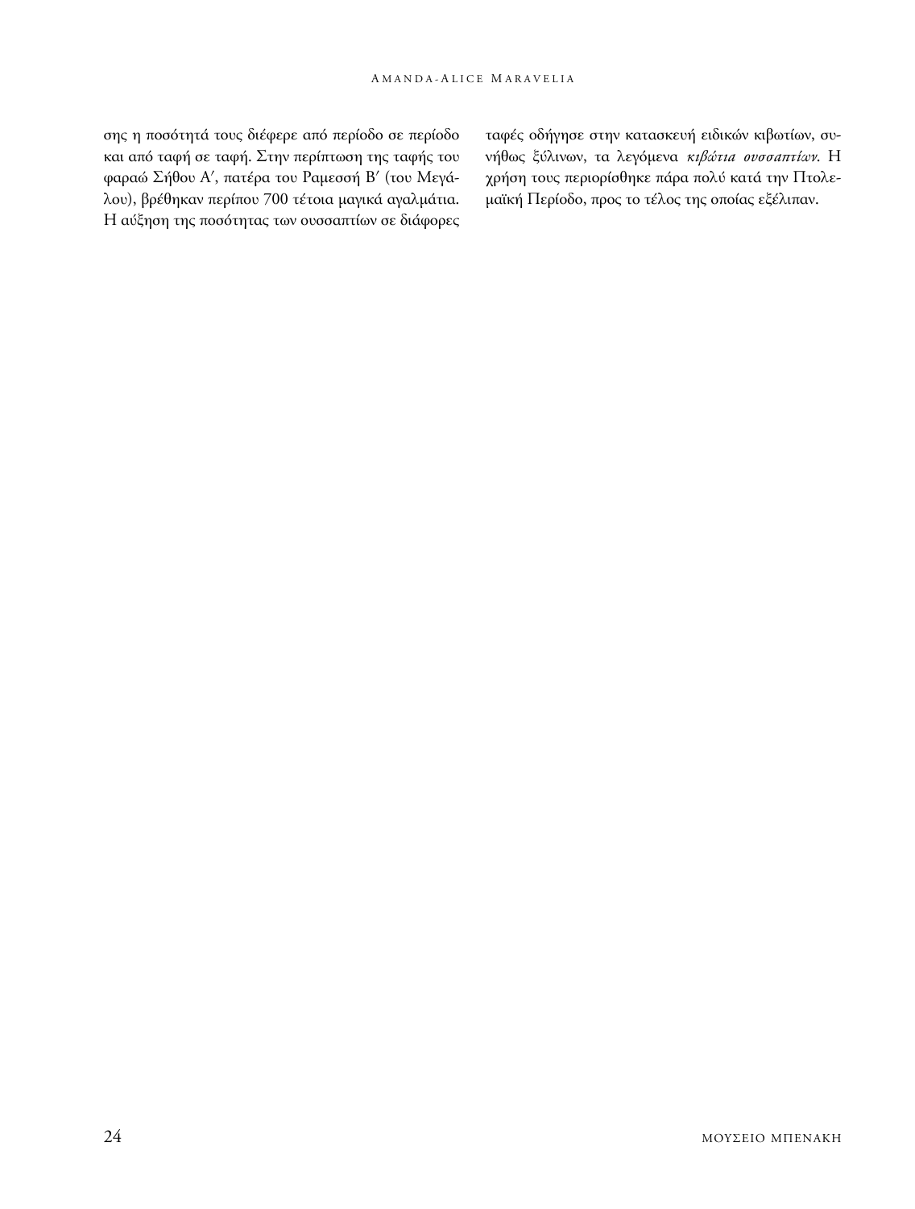σης η ποσότητά τους διέφερε από περίοδο σε περίοδο και από ταφή σε ταφή. Στην περίπτωση της ταφής του φαραώ Σήθου Α′, πατέρα του Ραμεσσή Β′ (του Μεγάλου), βρέθηκαν περίπου 700 τέτοια μαγικά αγαλμάτια. Η αύξηση της ποσότητας των ουσσαπτίων σε διάφορες ταφές οδήγησε στην κατασκευή ειδικών κιβωτίων, συνήθως ξύλινων, τα λεγόμενα *κιβώτια ουσσαπτίων*. Η χρήση τους περιορίσθηκε πάρα πολύ κατά την Πτολεμαϊκή Περίοδο, προς το τέλος της οποίας εξέλιπαν.